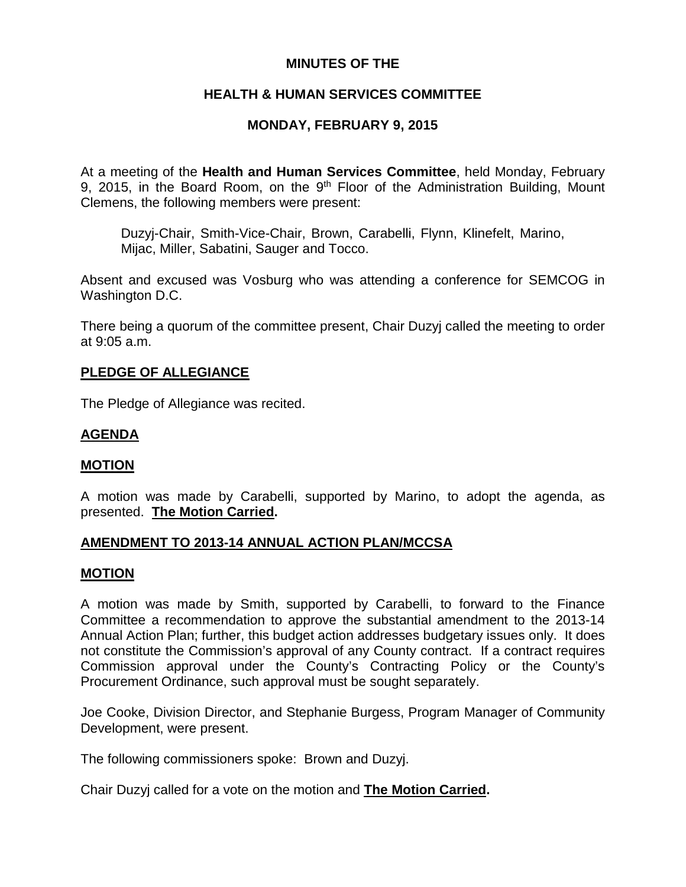# MINUTES OF THE

## HEALTH & HUMAN SERVICES COMMITTEE

## MONDAY, FEBRUARY 9, 2015

At a meeting of the **Health and Human Services Committee**, held Monday, February 9, 2015, in the Board Room, on the 9th Floor of the Administration Building, Mount Clemens, the following members were present:

Duzyj-Chair, Smith-Vice-Chair, Brown, Carabelli, Flynn, Klinefelt, Marino, Mijac, Miller, Sabatini, Sauger and Tocco.

Absent and excused was Vosburg who was attending a conference for SEMCOG in Washington D.C.

There being a quorum of the committee present, Chair Duzyj called the meeting to order at 9:05 a.m.

**PLEDGE OF ALLEGIANCE**

The Pledge of Allegiance was recited.

**AGENDA**

**MOTION**

A motion was made by Carabelli, supported by Marino, to adopt the agenda, as presented. **The Motion Carried.**

**AMENDMENT TO 2013-14 ANNUAL ACTION PLAN/MCCSA**

**MOTION**

A motion was made by Smith, supported by Carabelli, to forward to the Finance Committee a recommendation to approve the substantial amendment to the 2013-14 Annual Action Plan; further, this budget action addresses budgetary issues only. It does not constitute the Commission's approval of any County contract. If a contract requires Commission approval under the County's Contracting Policy or the County's Procurement Ordinance, such approval must be sought separately.

Joe Cooke, Division Director, and Stephanie Burgess, Program Manager of Community Development, were present.

The following commissioners spoke: Brown and Duzyj.

Chair Duzyj called for a vote on the motion and **The Motion Carried.**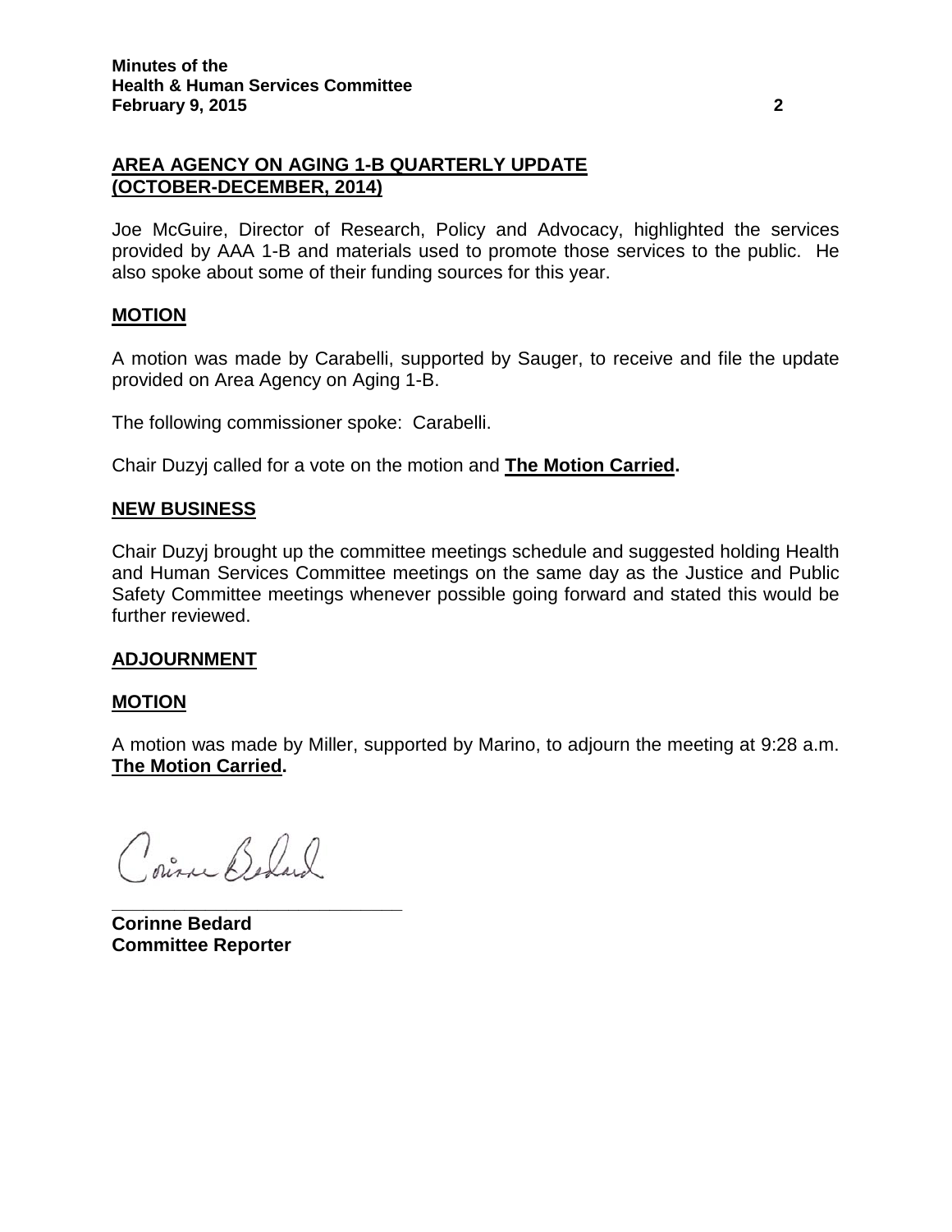**AREA AGENCY ON AGING 1-B QUARTERLY UPDATE (OCTOBER-DECEMBER, 2014)**

Joe McGuire, Director of Research, Policy and Advocacy, highlighted the services provided by AAA 1-B and materials used to promote those services to the public. He also spoke about some of their funding sources for this year.

**MOTION**

A motion was made by Carabelli, supported by Sauger, to receive and file the update provided on Area Agency on Aging 1-B.

The following commissioner spoke: Carabelli.

Chair Duzyj called for a vote on the motion and **The Motion Carried.**

**NEW BUSINESS**

Chair Duzyj brought up the committee meetings schedule and suggested holding Health and Human Services Committee meetings on the same day as the Justice and Public Safety Committee meetings whenever possible going forward and stated this would be further reviewed.

**ADJOURNMENT**

**MOTION**

A motion was made by Miller, supported by Marino, to adjourn the meeting at 9:28 a.m. **The Motion Carried.**

\_\_\_\_\_\_\_\_\_\_\_\_\_\_\_\_\_\_\_\_\_\_\_\_\_\_\_\_\_\_

**Corinne Bedard**
**Committee Reporter**